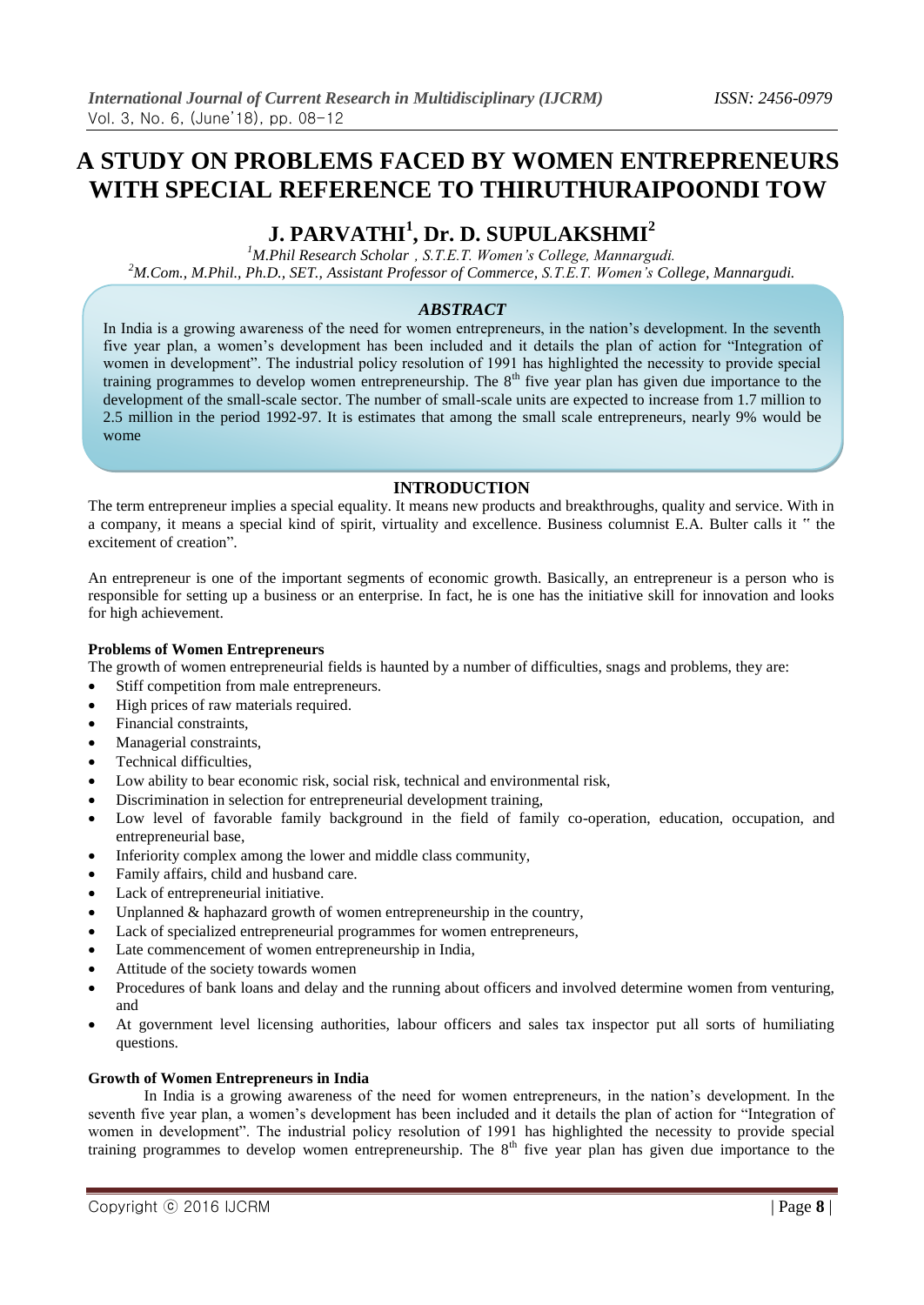# A STUDY ON PROBLEMS FACED BY WOMEN ENTREPRENEURS WITH SPECIAL REFERENCE TO THIRUTHURAIPOONDI TOW

## J. PARVATHI[1], Dr. D. SUPULAKSHMI[2]

[1]*M.Phil Research Scholar , S.T.E.T. Women's College, Mannargudi.*
[2]*M.Com., M.Phil., Ph.D., SET., Assistant Professor of Commerce, S.T.E.T. Women's College, Mannargudi.*

### *ABSTRACT*

In India is a growing awareness of the need for women entrepreneurs, in the nation's development. In the seventh five year plan, a women's development has been included and it details the plan of action for "Integration of women in development". The industrial policy resolution of 1991 has highlighted the necessity to provide special training programmes to develop women entrepreneurship. The 8th five year plan has given due importance to the development of the small-scale sector. The number of small-scale units are expected to increase from 1.7 million to 2.5 million in the period 1992-97. It is estimates that among the small scale entrepreneurs, nearly 9% would be wome

### INTRODUCTION

The term entrepreneur implies a special equality. It means new products and breakthroughs, quality and service. With in a company, it means a special kind of spirit, virtuality and excellence. Business columnist E.A. Bulter calls it " the excitement of creation".

An entrepreneur is one of the important segments of economic growth. Basically, an entrepreneur is a person who is responsible for setting up a business or an enterprise. In fact, he is one has the initiative skill for innovation and looks for high achievement.

**Problems of Women Entrepreneurs**

The growth of women entrepreneurial fields is haunted by a number of difficulties, snags and problems, they are:

- Stiff competition from male entrepreneurs.
- High prices of raw materials required.
- Financial constraints,
- Managerial constraints,
- Technical difficulties,
- Low ability to bear economic risk, social risk, technical and environmental risk,
- Discrimination in selection for entrepreneurial development training,
- Low level of favorable family background in the field of family co-operation, education, occupation, and entrepreneurial base,
- Inferiority complex among the lower and middle class community,
- Family affairs, child and husband care.
- Lack of entrepreneurial initiative.
- Unplanned & haphazard growth of women entrepreneurship in the country,
- Lack of specialized entrepreneurial programmes for women entrepreneurs,
- Late commencement of women entrepreneurship in India,
- Attitude of the society towards women
- Procedures of bank loans and delay and the running about officers and involved determine women from venturing, and
- At government level licensing authorities, labour officers and sales tax inspector put all sorts of humiliating questions.

**Growth of Women Entrepreneurs in India**

In India is a growing awareness of the need for women entrepreneurs, in the nation's development. In the seventh five year plan, a women's development has been included and it details the plan of action for "Integration of women in development". The industrial policy resolution of 1991 has highlighted the necessity to provide special training programmes to develop women entrepreneurship. The 8th five year plan has given due importance to the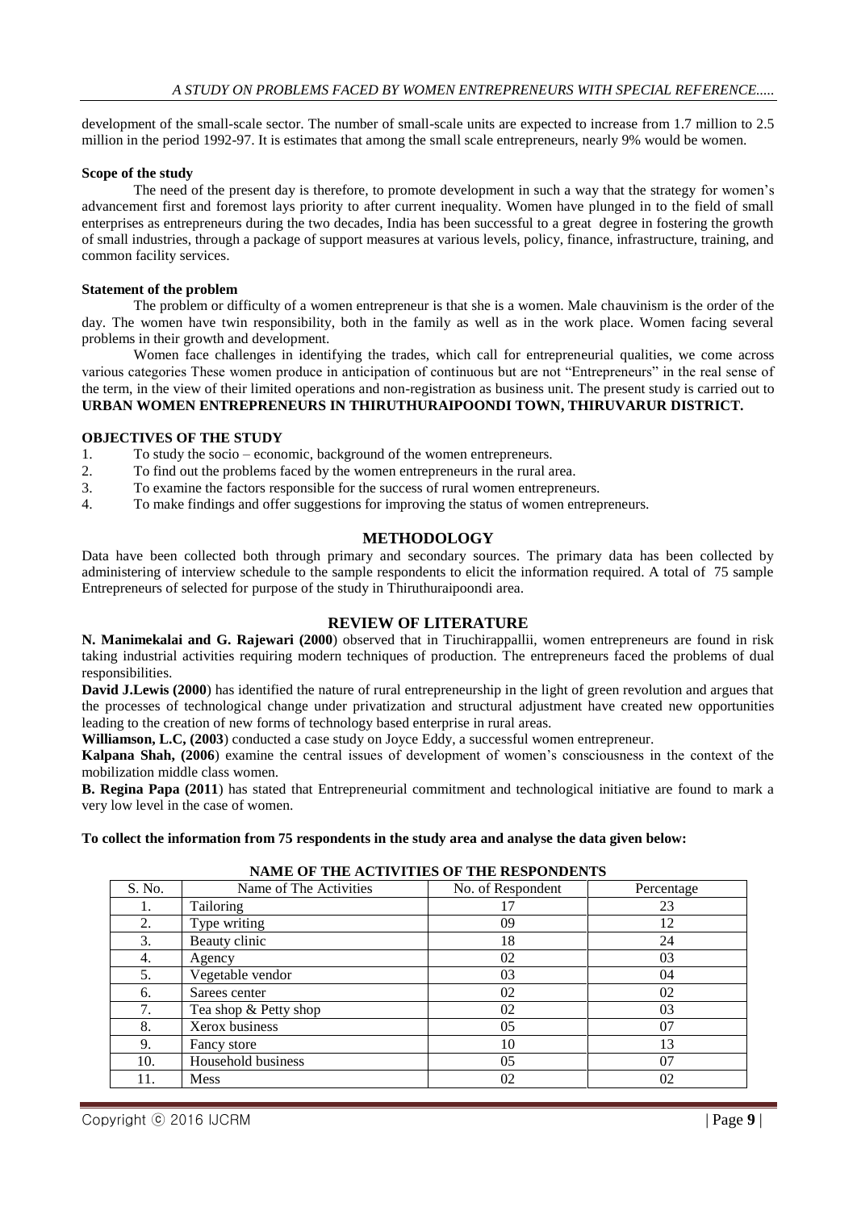development of the small-scale sector. The number of small-scale units are expected to increase from 1.7 million to 2.5 million in the period 1992-97. It is estimates that among the small scale entrepreneurs, nearly 9% would be women.

**Scope of the study**

The need of the present day is therefore, to promote development in such a way that the strategy for women's advancement first and foremost lays priority to after current inequality. Women have plunged in to the field of small enterprises as entrepreneurs during the two decades, India has been successful to a great degree in fostering the growth of small industries, through a package of support measures at various levels, policy, finance, infrastructure, training, and common facility services.

**Statement of the problem**

The problem or difficulty of a women entrepreneur is that she is a women. Male chauvinism is the order of the day. The women have twin responsibility, both in the family as well as in the work place. Women facing several problems in their growth and development.

Women face challenges in identifying the trades, which call for entrepreneurial qualities, we come across various categories These women produce in anticipation of continuous but are not "Entrepreneurs" in the real sense of the term, in the view of their limited operations and non-registration as business unit. The present study is carried out to **URBAN WOMEN ENTREPRENEURS IN THIRUTHURAIPOONDI TOWN, THIRUVARUR DISTRICT.**

**OBJECTIVES OF THE STUDY**

1. To study the socio – economic, background of the women entrepreneurs.
2. To find out the problems faced by the women entrepreneurs in the rural area.
3. To examine the factors responsible for the success of rural women entrepreneurs.
4. To make findings and offer suggestions for improving the status of women entrepreneurs.

## METHODOLOGY

Data have been collected both through primary and secondary sources. The primary data has been collected by administering of interview schedule to the sample respondents to elicit the information required. A total of 75 sample Entrepreneurs of selected for purpose of the study in Thiruthuraipoondi area.

## REVIEW OF LITERATURE

**N. Manimekalai and G. Rajewari (2000**) observed that in Tiruchirappallii, women entrepreneurs are found in risk taking industrial activities requiring modern techniques of production. The entrepreneurs faced the problems of dual responsibilities.

**David J.Lewis (2000**) has identified the nature of rural entrepreneurship in the light of green revolution and argues that the processes of technological change under privatization and structural adjustment have created new opportunities leading to the creation of new forms of technology based enterprise in rural areas.

**Williamson, L.C, (2003**) conducted a case study on Joyce Eddy, a successful women entrepreneur.

**Kalpana Shah, (2006**) examine the central issues of development of women's consciousness in the context of the mobilization middle class women.

**B. Regina Papa (2011**) has stated that Entrepreneurial commitment and technological initiative are found to mark a very low level in the case of women.

**To collect the information from 75 respondents in the study area and analyse the data given below:**

**NAME OF THE ACTIVITIES OF THE RESPONDENTS**

| S. No. | Name of The Activities | No. of Respondent | Percentage |
|---|---|---|---|
| 1. | Tailoring | 17 | 23 |
| 2. | Type writing | 09 | 12 |
| 3. | Beauty clinic | 18 | 24 |
| 4. | Agency | 02 | 03 |
| 5. | Vegetable vendor | 03 | 04 |
| 6. | Sarees center | 02 | 02 |
| 7. | Tea shop & Petty shop | 02 | 03 |
| 8. | Xerox business | 05 | 07 |
| 9. | Fancy store | 10 | 13 |
| 10. | Household business | 05 | 07 |
| 11. | Mess | 02 | 02 |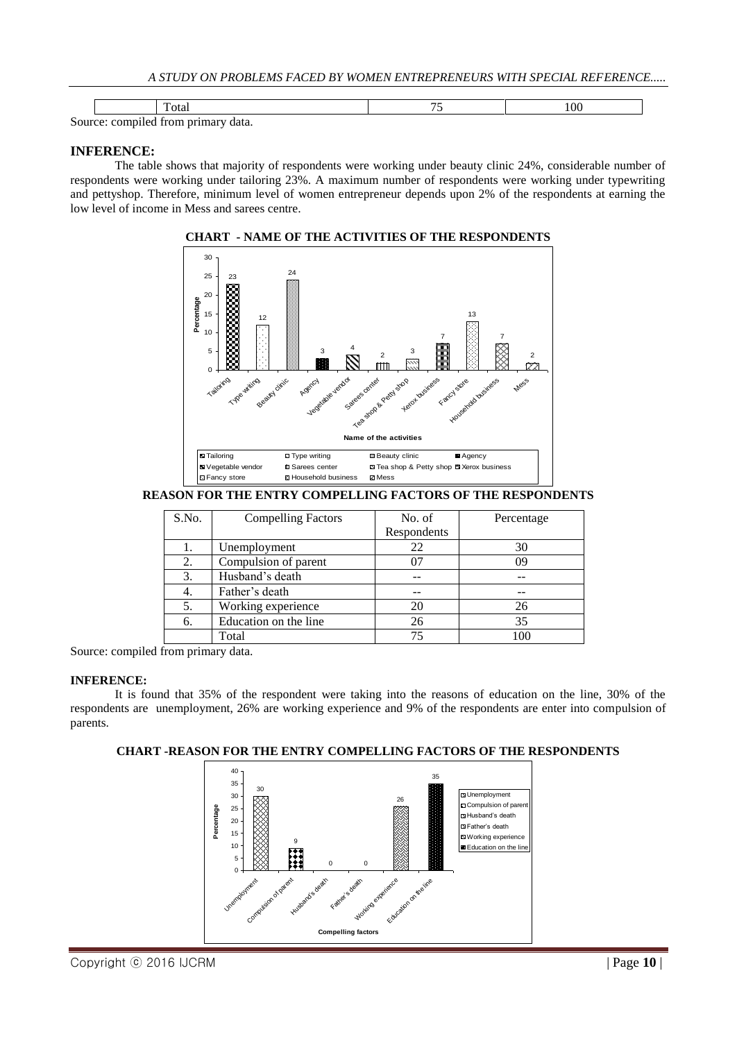| | Total | 75 | 100 |
|---|---|---|---|

Source: compiled from primary data.

**INFERENCE:**

The table shows that majority of respondents were working under beauty clinic 24%, considerable number of respondents were working under tailoring 23%. A maximum number of respondents were working under typewriting and pettyshop. Therefore, minimum level of women entrepreneur depends upon 2% of the respondents at earning the low level of income in Mess and sarees centre.

**CHART - NAME OF THE ACTIVITIES OF THE RESPONDENTS**

**REASON FOR THE ENTRY COMPELLING FACTORS OF THE RESPONDENTS**

| S.No. | Compelling Factors | No. of Respondents | Percentage |
|---|---|---|---|
| 1. | Unemployment | 22 | 30 |
| 2. | Compulsion of parent | 07 | 09 |
| 3. | Husband's death | -- | -- |
| 4. | Father's death | -- | -- |
| 5. | Working experience | 20 | 26 |
| 6. | Education on the line | 26 | 35 |
| | Total | 75 | 100 |

Source: compiled from primary data.

**INFERENCE:**

It is found that 35% of the respondent were taking into the reasons of education on the line, 30% of the respondents are unemployment, 26% are working experience and 9% of the respondents are enter into compulsion of parents.

**CHART -REASON FOR THE ENTRY COMPELLING FACTORS OF THE RESPONDENTS**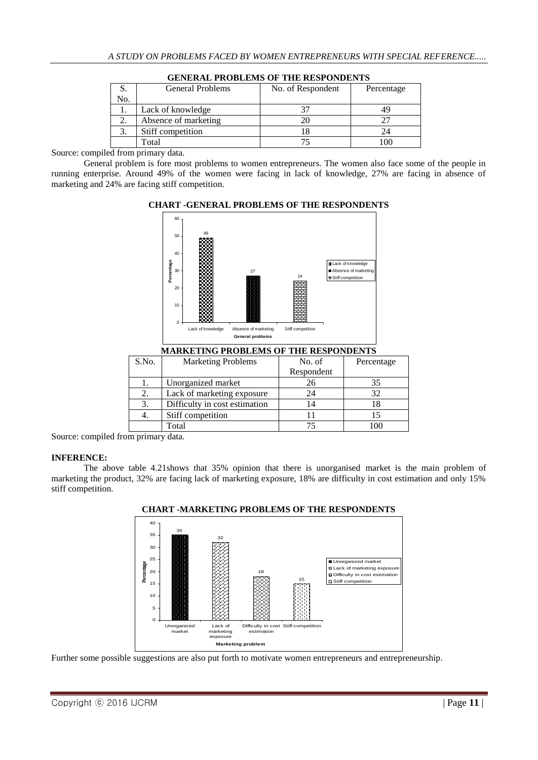**GENERAL PROBLEMS OF THE RESPONDENTS**

| S. No. | General Problems | No. of Respondent | Percentage |
|---|---|---|---|
| 1. | Lack of knowledge | 37 | 49 |
| 2. | Absence of marketing | 20 | 27 |
| 3. | Stiff competition | 18 | 24 |
| | Total | 75 | 100 |

Source: compiled from primary data.

General problem is fore most problems to women entrepreneurs. The women also face some of the people in running enterprise. Around 49% of the women were facing in lack of knowledge, 27% are facing in absence of marketing and 24% are facing stiff competition.

**CHART -GENERAL PROBLEMS OF THE RESPONDENTS**

**MARKETING PROBLEMS OF THE RESPONDENTS**

| S.No. | Marketing Problems | No. of Respondent | Percentage |
|---|---|---|---|
| 1. | Unorganized market | 26 | 35 |
| 2. | Lack of marketing exposure | 24 | 32 |
| 3. | Difficulty in cost estimation | 14 | 18 |
| 4. | Stiff competition | 11 | 15 |
| | Total | 75 | 100 |

Source: compiled from primary data.

**INFERENCE:**

The above table 4.21shows that 35% opinion that there is unorganised market is the main problem of marketing the product, 32% are facing lack of marketing exposure, 18% are difficulty in cost estimation and only 15% stiff competition.

**CHART -MARKETING PROBLEMS OF THE RESPONDENTS**

Further some possible suggestions are also put forth to motivate women entrepreneurs and entrepreneurship.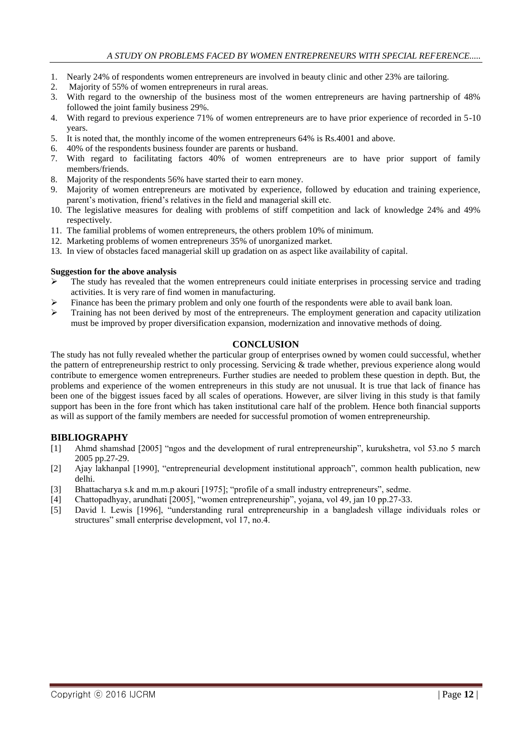1. Nearly 24% of respondents women entrepreneurs are involved in beauty clinic and other 23% are tailoring.
2. Majority of 55% of women entrepreneurs in rural areas.
3. With regard to the ownership of the business most of the women entrepreneurs are having partnership of 48% followed the joint family business 29%.
4. With regard to previous experience 71% of women entrepreneurs are to have prior experience of recorded in 5-10 years.
5. It is noted that, the monthly income of the women entrepreneurs 64% is Rs.4001 and above.
6. 40% of the respondents business founder are parents or husband.
7. With regard to facilitating factors 40% of women entrepreneurs are to have prior support of family members/friends.
8. Majority of the respondents 56% have started their to earn money.
9. Majority of women entrepreneurs are motivated by experience, followed by education and training experience, parent's motivation, friend's relatives in the field and managerial skill etc.
10. The legislative measures for dealing with problems of stiff competition and lack of knowledge 24% and 49% respectively.
11. The familial problems of women entrepreneurs, the others problem 10% of minimum.
12. Marketing problems of women entrepreneurs 35% of unorganized market.
13. In view of obstacles faced managerial skill up gradation on as aspect like availability of capital.

**Suggestion for the above analysis**

- The study has revealed that the women entrepreneurs could initiate enterprises in processing service and trading activities. It is very rare of find women in manufacturing.
- Finance has been the primary problem and only one fourth of the respondents were able to avail bank loan.
- Training has not been derived by most of the entrepreneurs. The employment generation and capacity utilization must be improved by proper diversification expansion, modernization and innovative methods of doing.

## CONCLUSION

The study has not fully revealed whether the particular group of enterprises owned by women could successful, whether the pattern of entrepreneurship restrict to only processing. Servicing & trade whether, previous experience along would contribute to emergence women entrepreneurs. Further studies are needed to problem these question in depth. But, the problems and experience of the women entrepreneurs in this study are not unusual. It is true that lack of finance has been one of the biggest issues faced by all scales of operations. However, are silver living in this study is that family support has been in the fore front which has taken institutional care half of the problem. Hence both financial supports as will as support of the family members are needed for successful promotion of women entrepreneurship.

## BIBLIOGRAPHY

[1] Ahmd shamshad [2005] "ngos and the development of rural entrepreneurship", kurukshetra, vol 53.no 5 march 2005 pp.27-29.

[2] Ajay lakhanpal [1990], "entrepreneurial development institutional approach", common health publication, new delhi.

[3] Bhattacharya s.k and m.m.p akouri [1975]; "profile of a small industry entrepreneurs", sedme.

[4] Chattopadhyay, arundhati [2005], "women entrepreneurship", yojana, vol 49, jan 10 pp.27-33.

[5] David l. Lewis [1996], "understanding rural entrepreneurship in a bangladesh village individuals roles or structures" small enterprise development, vol 17, no.4.